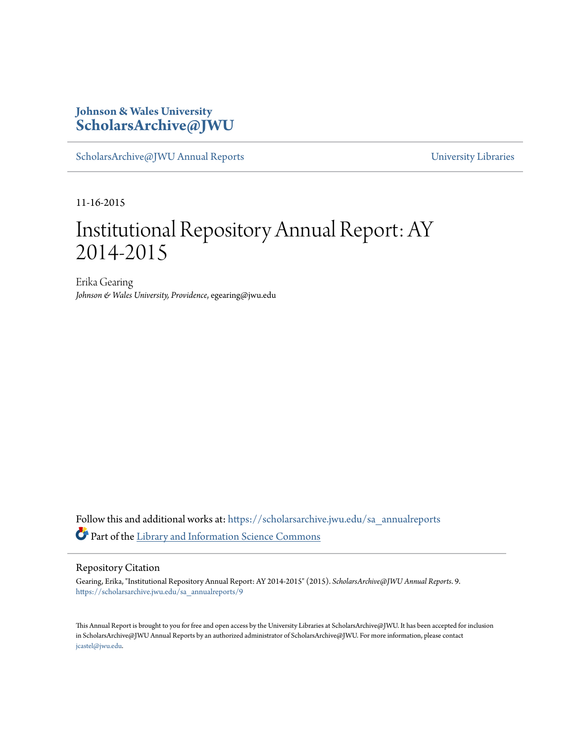Johnson & Wales University
**ScholarsArchive@JWU**

ScholarsArchive@JWU Annual Reports — University Libraries

11-16-2015

# Institutional Repository Annual Report: AY 2014-2015

Erika Gearing
*Johnson & Wales University, Providence*, egearing@jwu.edu

Follow this and additional works at: https://scholarsarchive.jwu.edu/sa_annualreports

Part of the Library and Information Science Commons

## Repository Citation

Gearing, Erika, "Institutional Repository Annual Report: AY 2014-2015" (2015). *ScholarsArchive@JWU Annual Reports*. 9.
https://scholarsarchive.jwu.edu/sa_annualreports/9

This Annual Report is brought to you for free and open access by the University Libraries at ScholarsArchive@JWU. It has been accepted for inclusion in ScholarsArchive@JWU Annual Reports by an authorized administrator of ScholarsArchive@JWU. For more information, please contact jcastel@jwu.edu.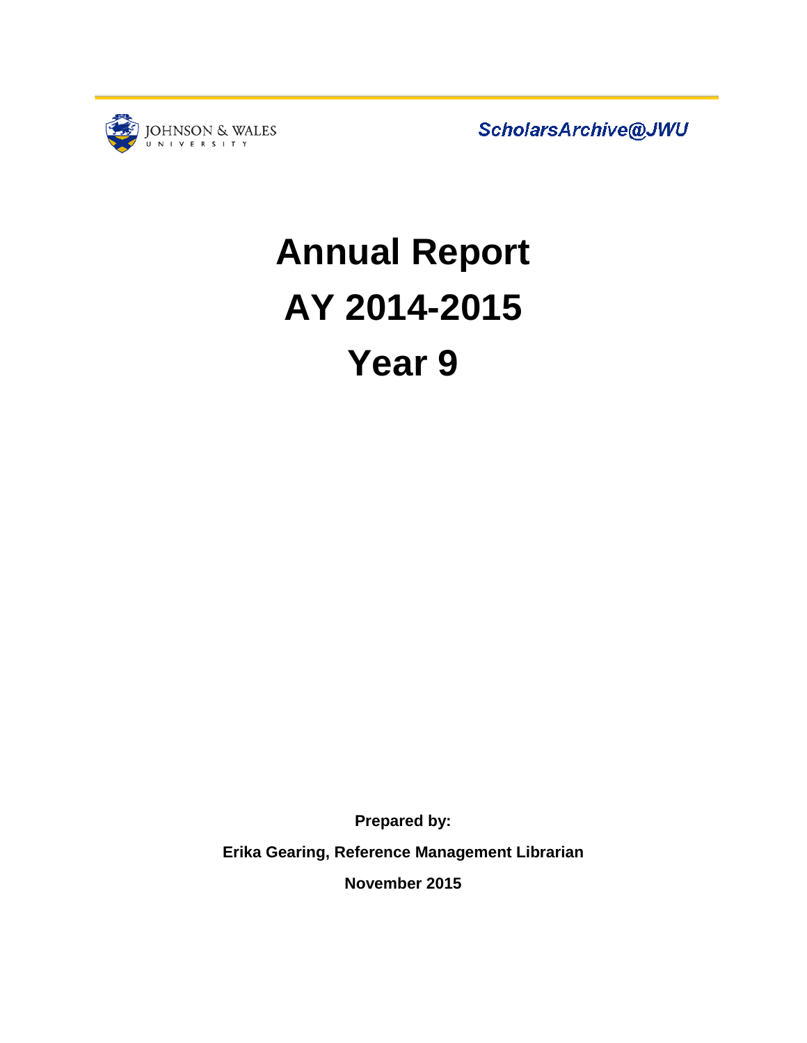JOHNSON & WALES UNIVERSITY

*ScholarsArchive@JWU*

# Annual Report
# AY 2014-2015
# Year 9

**Prepared by:**

**Erika Gearing, Reference Management Librarian**

**November 2015**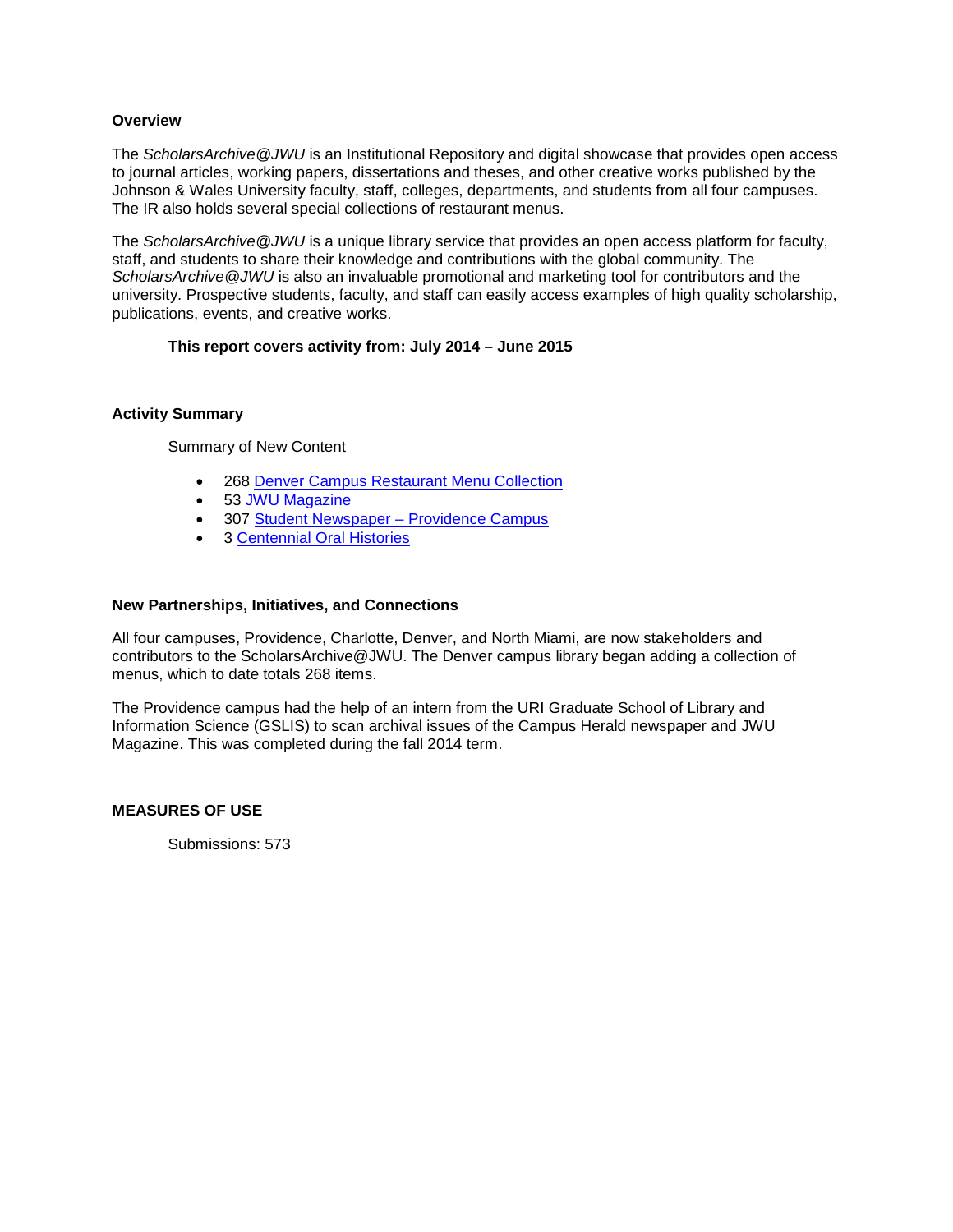## Overview

The *ScholarsArchive@JWU* is an Institutional Repository and digital showcase that provides open access to journal articles, working papers, dissertations and theses, and other creative works published by the Johnson & Wales University faculty, staff, colleges, departments, and students from all four campuses. The IR also holds several special collections of restaurant menus.

The *ScholarsArchive@JWU* is a unique library service that provides an open access platform for faculty, staff, and students to share their knowledge and contributions with the global community. The *ScholarsArchive@JWU* is also an invaluable promotional and marketing tool for contributors and the university. Prospective students, faculty, and staff can easily access examples of high quality scholarship, publications, events, and creative works.

**This report covers activity from: July 2014 – June 2015**

## Activity Summary

Summary of New Content

- 268 Denver Campus Restaurant Menu Collection
- 53 JWU Magazine
- 307 Student Newspaper – Providence Campus
- 3 Centennial Oral Histories

## New Partnerships, Initiatives, and Connections

All four campuses, Providence, Charlotte, Denver, and North Miami, are now stakeholders and contributors to the ScholarsArchive@JWU. The Denver campus library began adding a collection of menus, which to date totals 268 items.

The Providence campus had the help of an intern from the URI Graduate School of Library and Information Science (GSLIS) to scan archival issues of the Campus Herald newspaper and JWU Magazine. This was completed during the fall 2014 term.

## MEASURES OF USE

Submissions: 573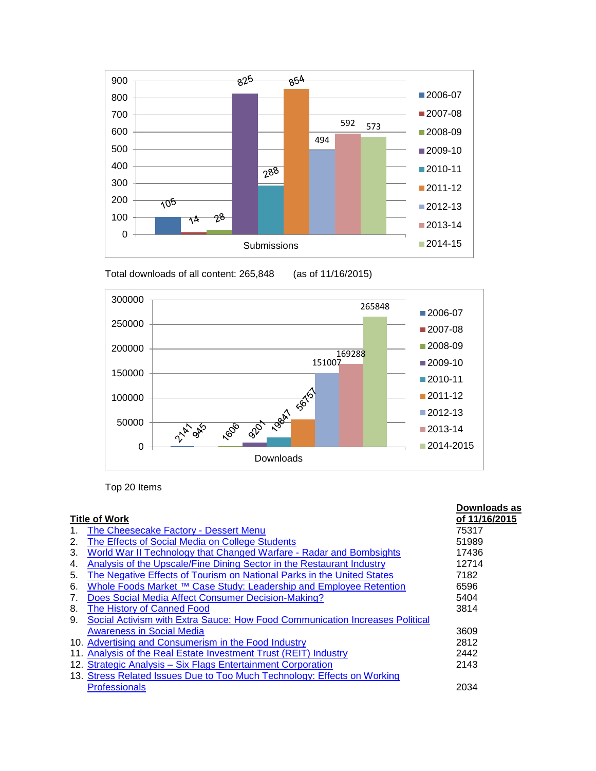| | Submissions |
|---|---|
| 2006-07 | 105 |
| 2007-08 | 14 |
| 2008-09 | 28 |
| 2009-10 | 825 |
| 2010-11 | 288 |
| 2011-12 | 854 |
| 2012-13 | 494 |
| 2013-14 | 592 |
| 2014-15 | 573 |

Total downloads of all content: 265,848 (as of 11/16/2015)

| | Downloads |
|---|---|
| 2006-07 | 2141 |
| 2007-08 | 945 |
| 2008-09 | 1606 |
| 2009-10 | 9201 |
| 2010-11 | 19847 |
| 2011-12 | 56757 |
| 2012-13 | 151007 |
| 2013-14 | 169288 |
| 2014-2015 | 265848 |

Top 20 Items

| Title of Work | Downloads as of 11/16/2015 |
|---|---|
| 1. The Cheesecake Factory - Dessert Menu | 75317 |
| 2. The Effects of Social Media on College Students | 51989 |
| 3. World War II Technology that Changed Warfare - Radar and Bombsights | 17436 |
| 4. Analysis of the Upscale/Fine Dining Sector in the Restaurant Industry | 12714 |
| 5. The Negative Effects of Tourism on National Parks in the United States | 7182 |
| 6. Whole Foods Market ™ Case Study: Leadership and Employee Retention | 6596 |
| 7. Does Social Media Affect Consumer Decision-Making? | 5404 |
| 8. The History of Canned Food | 3814 |
| 9. Social Activism with Extra Sauce: How Food Communication Increases Political Awareness in Social Media | 3609 |
| 10. Advertising and Consumerism in the Food Industry | 2812 |
| 11. Analysis of the Real Estate Investment Trust (REIT) Industry | 2442 |
| 12. Strategic Analysis – Six Flags Entertainment Corporation | 2143 |
| 13. Stress Related Issues Due to Too Much Technology: Effects on Working Professionals | 2034 |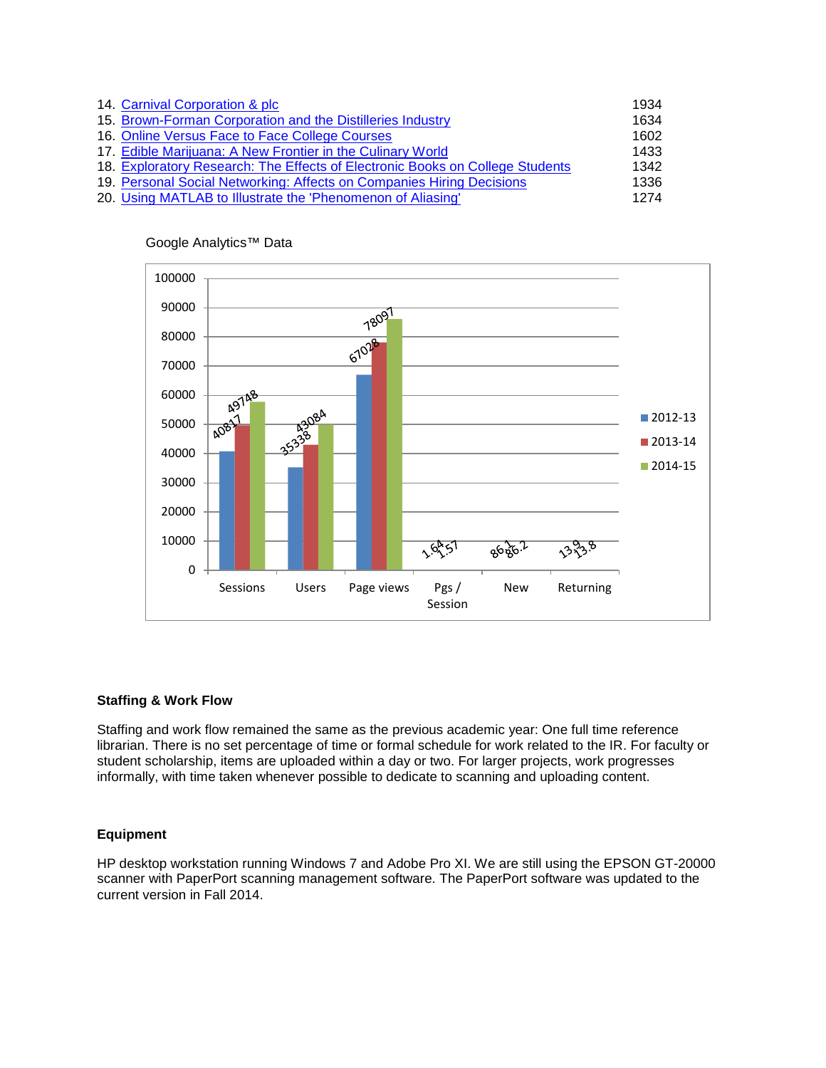14. Carnival Corporation & plc — 1934
15. Brown-Forman Corporation and the Distilleries Industry — 1634
16. Online Versus Face to Face College Courses — 1602
17. Edible Marijuana: A New Frontier in the Culinary World — 1433
18. Exploratory Research: The Effects of Electronic Books on College Students — 1342
19. Personal Social Networking: Affects on Companies Hiring Decisions — 1336
20. Using MATLAB to Illustrate the 'Phenomenon of Aliasing' — 1274

Google Analytics™ Data

### Staffing & Work Flow

Staffing and work flow remained the same as the previous academic year: One full time reference librarian. There is no set percentage of time or formal schedule for work related to the IR. For faculty or student scholarship, items are uploaded within a day or two. For larger projects, work progresses informally, with time taken whenever possible to dedicate to scanning and uploading content.

### Equipment

HP desktop workstation running Windows 7 and Adobe Pro XI. We are still using the EPSON GT-20000 scanner with PaperPort scanning management software. The PaperPort software was updated to the current version in Fall 2014.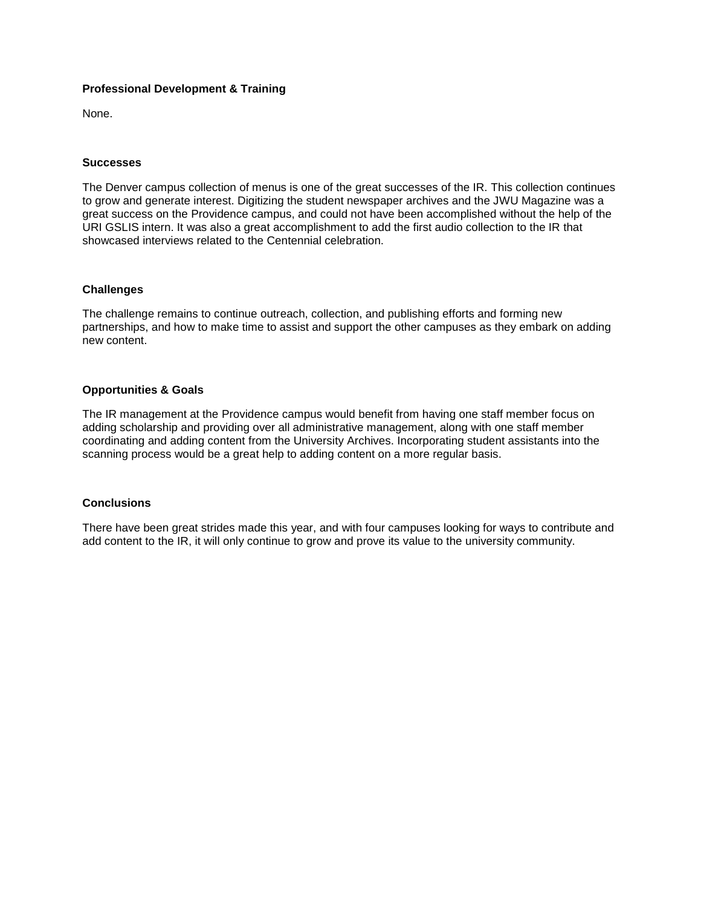### Professional Development & Training

None.

### Successes

The Denver campus collection of menus is one of the great successes of the IR. This collection continues to grow and generate interest. Digitizing the student newspaper archives and the JWU Magazine was a great success on the Providence campus, and could not have been accomplished without the help of the URI GSLIS intern. It was also a great accomplishment to add the first audio collection to the IR that showcased interviews related to the Centennial celebration.

### Challenges

The challenge remains to continue outreach, collection, and publishing efforts and forming new partnerships, and how to make time to assist and support the other campuses as they embark on adding new content.

### Opportunities & Goals

The IR management at the Providence campus would benefit from having one staff member focus on adding scholarship and providing over all administrative management, along with one staff member coordinating and adding content from the University Archives. Incorporating student assistants into the scanning process would be a great help to adding content on a more regular basis.

### Conclusions

There have been great strides made this year, and with four campuses looking for ways to contribute and add content to the IR, it will only continue to grow and prove its value to the university community.